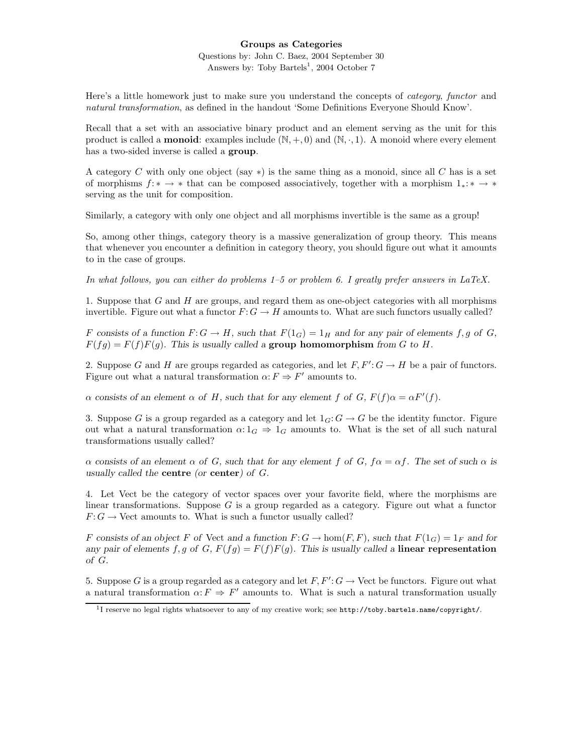# Groups as Categories

Questions by: John C. Baez, 2004 September 30
Answers by: Toby Bartels[1], 2004 October 7

Here's a little homework just to make sure you understand the concepts of *category*, *functor* and *natural transformation*, as defined in the handout 'Some Definitions Everyone Should Know'.

Recall that a set with an associative binary product and an element serving as the unit for this product is called a **monoid**: examples include $(\mathbb{N}, +, 0)$ and $(\mathbb{N}, \cdot, 1)$. A monoid where every element has a two-sided inverse is called a **group**.

A category $C$ with only one object (say $*$) is the same thing as a monoid, since all $C$ has is a set of morphisms $f\colon * \to *$ that can be composed associatively, together with a morphism $1_*\colon * \to *$ serving as the unit for composition.

Similarly, a category with only one object and all morphisms invertible is the same as a group!

So, among other things, category theory is a massive generalization of group theory. This means that whenever you encounter a definition in category theory, you should figure out what it amounts to in the case of groups.

*In what follows, you can either do problems 1–5 or problem 6. I greatly prefer answers in LaTeX.*

1. Suppose that $G$ and $H$ are groups, and regard them as one-object categories with all morphisms invertible. Figure out what a functor $F\colon G \to H$ amounts to. What are such functors usually called?

*$F$ consists of a function $F\colon G \to H$, such that $F(1_G) = 1_H$ and for any pair of elements $f, g$ of $G$, $F(fg) = F(f)F(g)$. This is usually called a* **group homomorphism** *from $G$ to $H$.*

2. Suppose $G$ and $H$ are groups regarded as categories, and let $F, F'\colon G \to H$ be a pair of functors. Figure out what a natural transformation $\alpha\colon F \Rightarrow F'$ amounts to.

*$\alpha$ consists of an element $\alpha$ of $H$, such that for any element $f$ of $G$, $F(f)\alpha = \alpha F'(f)$.*

3. Suppose $G$ is a group regarded as a category and let $1_G\colon G \to G$ be the identity functor. Figure out what a natural transformation $\alpha\colon 1_G \Rightarrow 1_G$ amounts to. What is the set of all such natural transformations usually called?

*$\alpha$ consists of an element $\alpha$ of $G$, such that for any element $f$ of $G$, $f\alpha = \alpha f$. The set of such $\alpha$ is usually called the* **centre** *(or* **center***) of $G$.*

4. Let Vect be the category of vector spaces over your favorite field, where the morphisms are linear transformations. Suppose $G$ is a group regarded as a category. Figure out what a functor $F\colon G \to \mathrm{Vect}$ amounts to. What is such a functor usually called?

*$F$ consists of an object $F$ of* Vect *and a function $F\colon G \to \hom(F, F)$, such that $F(1_G) = 1_F$ and for any pair of elements $f, g$ of $G$, $F(fg) = F(f)F(g)$. This is usually called a* **linear representation** *of $G$.*

5. Suppose $G$ is a group regarded as a category and let $F, F'\colon G \to \mathrm{Vect}$ be functors. Figure out what a natural transformation $\alpha\colon F \Rightarrow F'$ amounts to. What is such a natural transformation usually

[1] I reserve no legal rights whatsoever to any of my creative work; see `http://toby.bartels.name/copyright/`.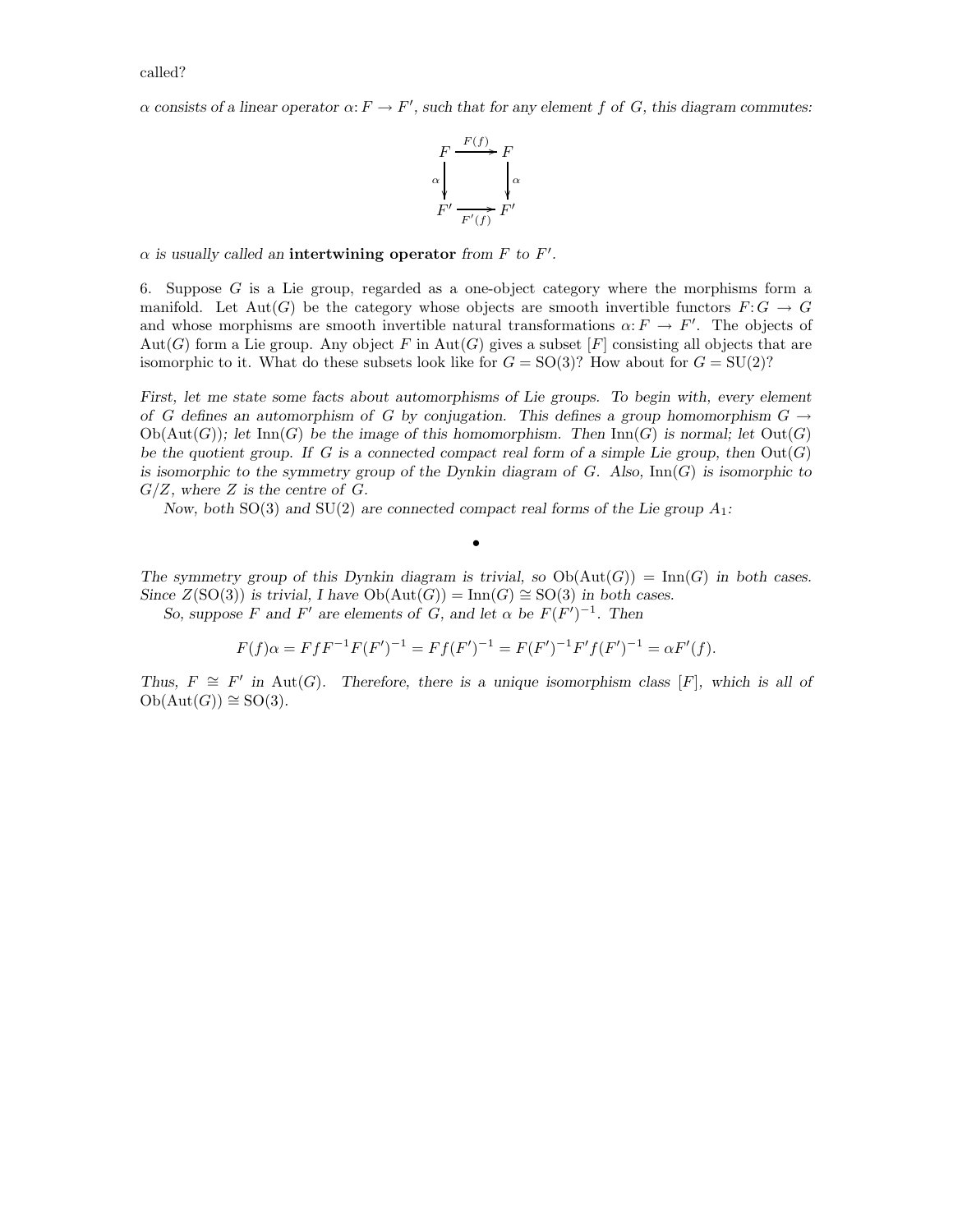called?

*$\alpha$ consists of a linear operator $\alpha\colon F \to F'$, such that for any element $f$ of $G$, this diagram commutes:*

$$\begin{array}{ccc} F & \xrightarrow{F(f)} & F \\ \downarrow{\scriptstyle\alpha} & & \downarrow{\scriptstyle\alpha} \\ F' & \xrightarrow[F'(f)]{} & F' \end{array}$$

*$\alpha$ is usually called an* **intertwining operator** *from $F$ to $F'$.*

6. Suppose $G$ is a Lie group, regarded as a one-object category where the morphisms form a manifold. Let $\mathrm{Aut}(G)$ be the category whose objects are smooth invertible functors $F\colon G \to G$ and whose morphisms are smooth invertible natural transformations $\alpha\colon F \to F'$. The objects of $\mathrm{Aut}(G)$ form a Lie group. Any object $F$ in $\mathrm{Aut}(G)$ gives a subset $[F]$ consisting all objects that are isomorphic to it. What do these subsets look like for $G = \mathrm{SO}(3)$? How about for $G = \mathrm{SU}(2)$?

*First, let me state some facts about automorphisms of Lie groups. To begin with, every element of $G$ defines an automorphism of $G$ by conjugation. This defines a group homomorphism $G \to \mathrm{Ob}(\mathrm{Aut}(G))$; let $\mathrm{Inn}(G)$ be the image of this homomorphism. Then $\mathrm{Inn}(G)$ is normal; let $\mathrm{Out}(G)$ be the quotient group. If $G$ is a connected compact real form of a simple Lie group, then $\mathrm{Out}(G)$ is isomorphic to the symmetry group of the Dynkin diagram of $G$. Also, $\mathrm{Inn}(G)$ is isomorphic to $G/Z$, where $Z$ is the centre of $G$.*

*Now, both $\mathrm{SO}(3)$ and $\mathrm{SU}(2)$ are connected compact real forms of the Lie group $A_1$:*

$$\bullet$$

*The symmetry group of this Dynkin diagram is trivial, so $\mathrm{Ob}(\mathrm{Aut}(G)) = \mathrm{Inn}(G)$ in both cases. Since $Z(\mathrm{SO}(3))$ is trivial, I have $\mathrm{Ob}(\mathrm{Aut}(G)) = \mathrm{Inn}(G) \cong \mathrm{SO}(3)$ in both cases.*

*So, suppose $F$ and $F'$ are elements of $G$, and let $\alpha$ be $F(F')^{-1}$. Then*

$$F(f)\alpha = FfF^{-1}F(F')^{-1} = Ff(F')^{-1} = F(F')^{-1}F'f(F')^{-1} = \alpha F'(f).$$

*Thus, $F \cong F'$ in $\mathrm{Aut}(G)$. Therefore, there is a unique isomorphism class $[F]$, which is all of $\mathrm{Ob}(\mathrm{Aut}(G)) \cong \mathrm{SO}(3)$.*